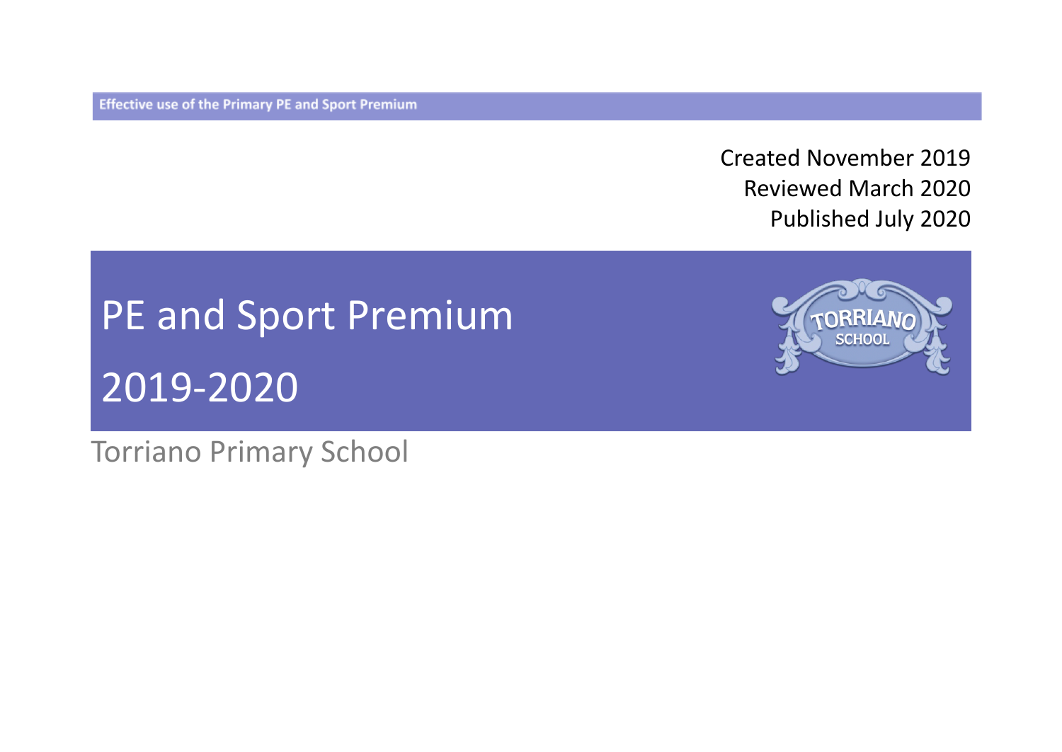Effective use of the Primary PE and Sport Premium

Created November 2019
Reviewed March 2020
Published July 2020

# PE and Sport Premium

# 2019-2020

Torriano Primary School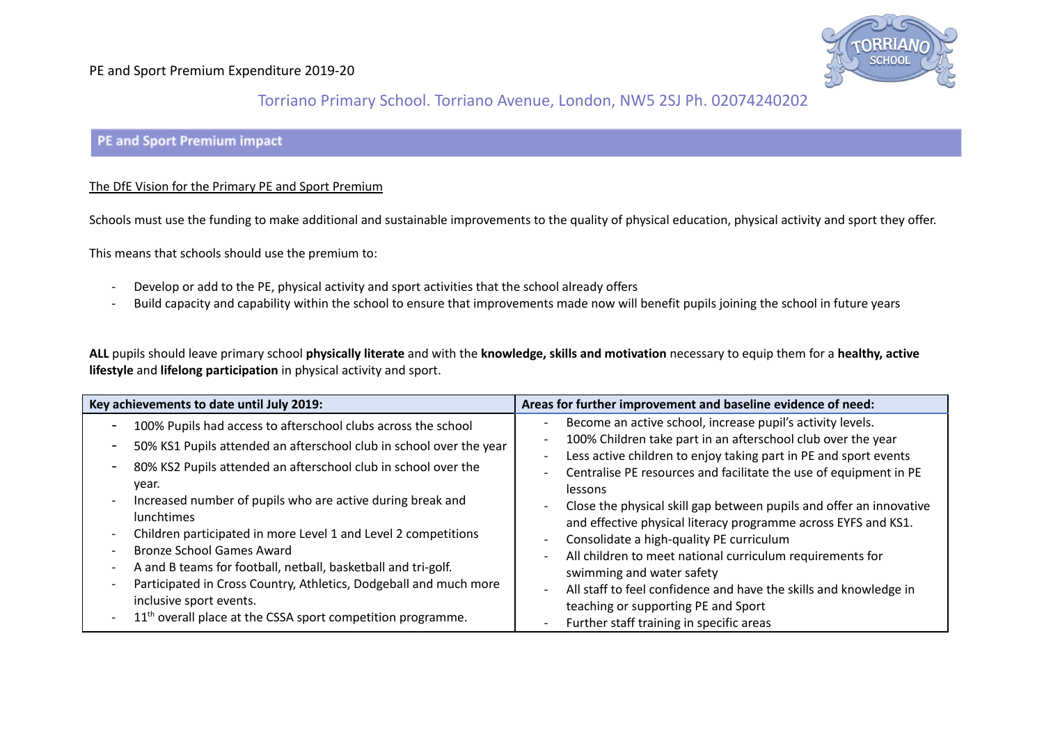PE and Sport Premium Expenditure 2019-20

Torriano Primary School. Torriano Avenue, London, NW5 2SJ Ph. 02074240202

## PE and Sport Premium impact

The DfE Vision for the Primary PE and Sport Premium

Schools must use the funding to make additional and sustainable improvements to the quality of physical education, physical activity and sport they offer.

This means that schools should use the premium to:

- Develop or add to the PE, physical activity and sport activities that the school already offers
- Build capacity and capability within the school to ensure that improvements made now will benefit pupils joining the school in future years

**ALL** pupils should leave primary school **physically literate** and with the **knowledge, skills and motivation** necessary to equip them for a **healthy, active lifestyle** and **lifelong participation** in physical activity and sport.

| Key achievements to date until July 2019: | Areas for further improvement and baseline evidence of need: |
|---|---|
| - 100% Pupils had access to afterschool clubs across the school<br>- 50% KS1 Pupils attended an afterschool club in school over the year<br>- 80% KS2 Pupils attended an afterschool club in school over the year.<br>- Increased number of pupils who are active during break and lunchtimes<br>- Children participated in more Level 1 and Level 2 competitions<br>- Bronze School Games Award<br>- A and B teams for football, netball, basketball and tri-golf.<br>- Participated in Cross Country, Athletics, Dodgeball and much more inclusive sport events.<br>- 11th overall place at the CSSA sport competition programme. | - Become an active school, increase pupil's activity levels.<br>- 100% Children take part in an afterschool club over the year<br>- Less active children to enjoy taking part in PE and sport events<br>- Centralise PE resources and facilitate the use of equipment in PE lessons<br>- Close the physical skill gap between pupils and offer an innovative and effective physical literacy programme across EYFS and KS1.<br>- Consolidate a high-quality PE curriculum<br>- All children to meet national curriculum requirements for swimming and water safety<br>- All staff to feel confidence and have the skills and knowledge in teaching or supporting PE and Sport<br>- Further staff training in specific areas |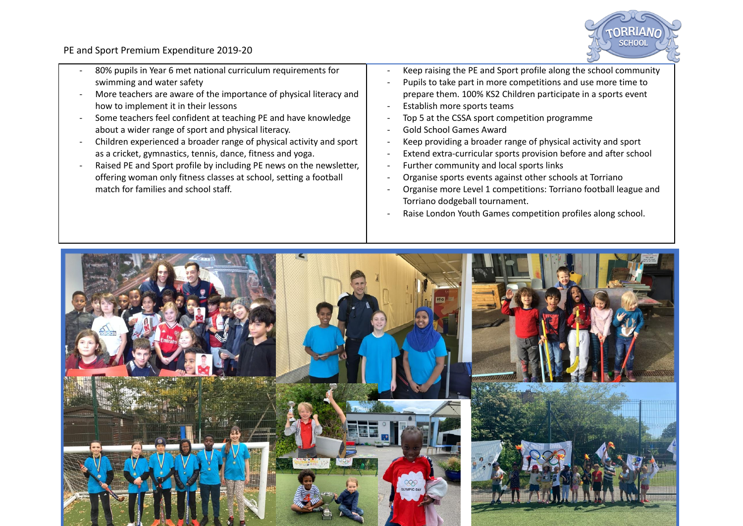PE and Sport Premium Expenditure 2019-20

| | |
|---|---|
| - 80% pupils in Year 6 met national curriculum requirements for swimming and water safety<br>- More teachers are aware of the importance of physical literacy and how to implement it in their lessons<br>- Some teachers feel confident at teaching PE and have knowledge about a wider range of sport and physical literacy.<br>- Children experienced a broader range of physical activity and sport as a cricket, gymnastics, tennis, dance, fitness and yoga.<br>- Raised PE and Sport profile by including PE news on the newsletter, offering woman only fitness classes at school, setting a football match for families and school staff. | - Keep raising the PE and Sport profile along the school community<br>- Pupils to take part in more competitions and use more time to prepare them. 100% KS2 Children participate in a sports event<br>- Establish more sports teams<br>- Top 5 at the CSSA sport competition programme<br>- Gold School Games Award<br>- Keep providing a broader range of physical activity and sport<br>- Extend extra-curricular sports provision before and after school<br>- Further community and local sports links<br>- Organise sports events against other schools at Torriano<br>- Organise more Level 1 competitions: Torriano football league and Torriano dodgeball tournament.<br>- Raise London Youth Games competition profiles along school. |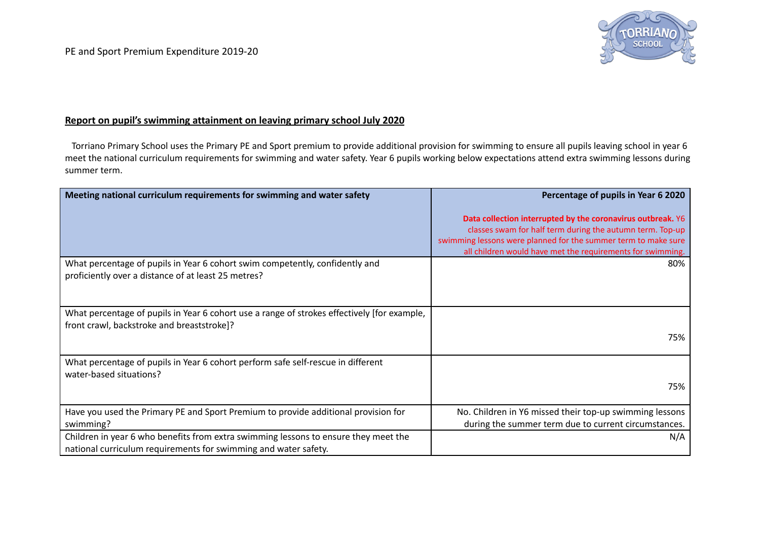## Report on pupil's swimming attainment on leaving primary school July 2020

Torriano Primary School uses the Primary PE and Sport premium to provide additional provision for swimming to ensure all pupils leaving school in year 6 meet the national curriculum requirements for swimming and water safety. Year 6 pupils working below expectations attend extra swimming lessons during summer term.

| Meeting national curriculum requirements for swimming and water safety | Percentage of pupils in Year 6 2020<br><br>**Data collection interrupted by the coronavirus outbreak.** Y6 classes swam for half term during the autumn term. Top-up swimming lessons were planned for the summer term to make sure all children would have met the requirements for swimming. |
|---|---|
| What percentage of pupils in Year 6 cohort swim competently, confidently and proficiently over a distance of at least 25 metres? | 80% |
| What percentage of pupils in Year 6 cohort use a range of strokes effectively [for example, front crawl, backstroke and breaststroke]? | 75% |
| What percentage of pupils in Year 6 cohort perform safe self-rescue in different water-based situations? | 75% |
| Have you used the Primary PE and Sport Premium to provide additional provision for swimming? | No. Children in Y6 missed their top-up swimming lessons during the summer term due to current circumstances. |
| Children in year 6 who benefits from extra swimming lessons to ensure they meet the national curriculum requirements for swimming and water safety. | N/A |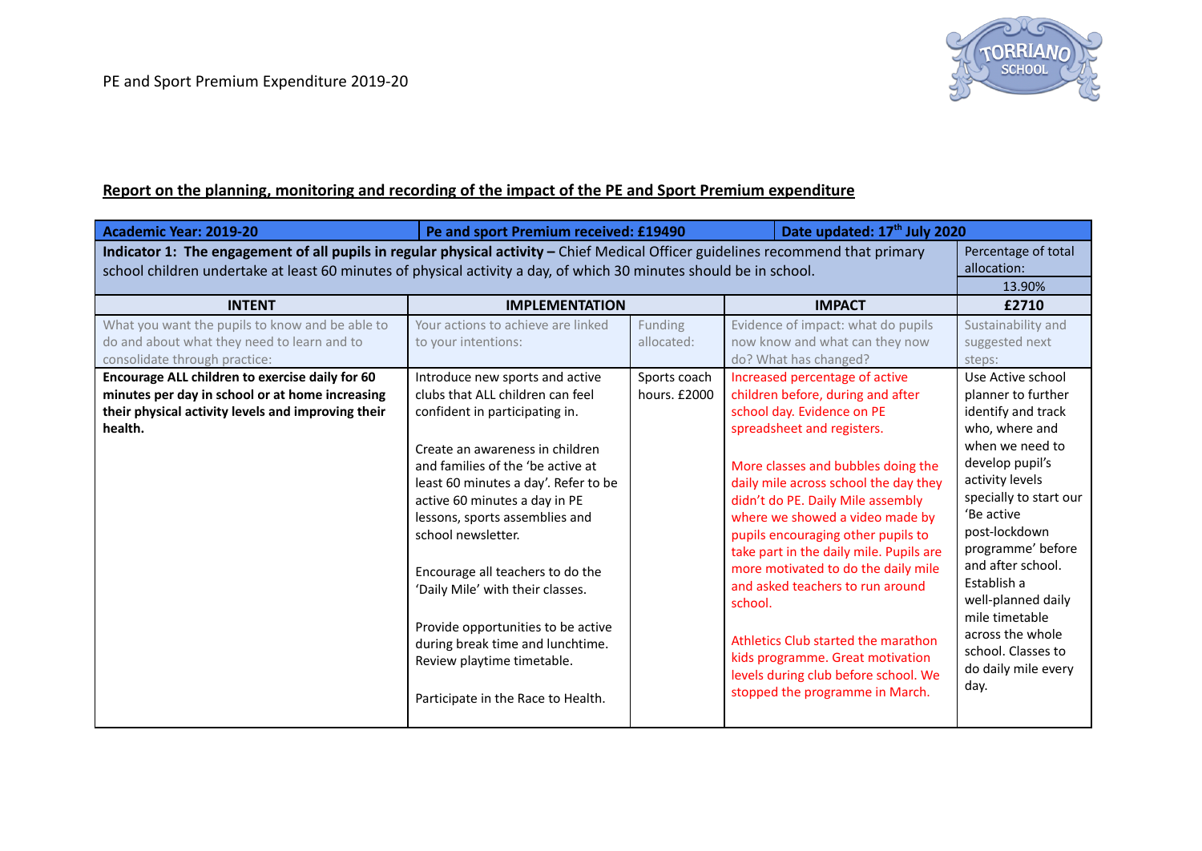PE and Sport Premium Expenditure 2019-20

TORRIANO SCHOOL

**Report on the planning, monitoring and recording of the impact of the PE and Sport Premium expenditure**

| **Academic Year: 2019-20** | **Pe and sport Premium received: £19490** | | **Date updated: 17th July 2020** | |
|---|---|---|---|---|
| **Indicator 1: The engagement of all pupils in regular physical activity –** Chief Medical Officer guidelines recommend that primary school children undertake at least 60 minutes of physical activity a day, of which 30 minutes should be in school. | | | | Percentage of total allocation: 13.90% |
| **INTENT** | **IMPLEMENTATION** | | **IMPACT** | **£2710** |
| What you want the pupils to know and be able to do and about what they need to learn and to consolidate through practice: | Your actions to achieve are linked to your intentions: | Funding allocated: | Evidence of impact: what do pupils now know and what can they now do? What has changed? | Sustainability and suggested next steps: |
| **Encourage ALL children to exercise daily for 60 minutes per day in school or at home increasing their physical activity levels and improving their health.** | Introduce new sports and active clubs that ALL children can feel confident in participating in.<br><br>Create an awareness in children and families of the 'be active at least 60 minutes a day'. Refer to be active 60 minutes a day in PE lessons, sports assemblies and school newsletter.<br><br>Encourage all teachers to do the 'Daily Mile' with their classes.<br><br>Provide opportunities to be active during break time and lunchtime. Review playtime timetable.<br><br>Participate in the Race to Health. | Sports coach hours. £2000 | Increased percentage of active children before, during and after school day. Evidence on PE spreadsheet and registers.<br><br>More classes and bubbles doing the daily mile across school the day they didn't do PE. Daily Mile assembly where we showed a video made by pupils encouraging other pupils to take part in the daily mile. Pupils are more motivated to do the daily mile and asked teachers to run around school.<br><br>Athletics Club started the marathon kids programme. Great motivation levels during club before school. We stopped the programme in March. | Use Active school planner to further identify and track who, where and when we need to develop pupil's activity levels specially to start our 'Be active post-lockdown programme' before and after school. Establish a well-planned daily mile timetable across the whole school. Classes to do daily mile every day. |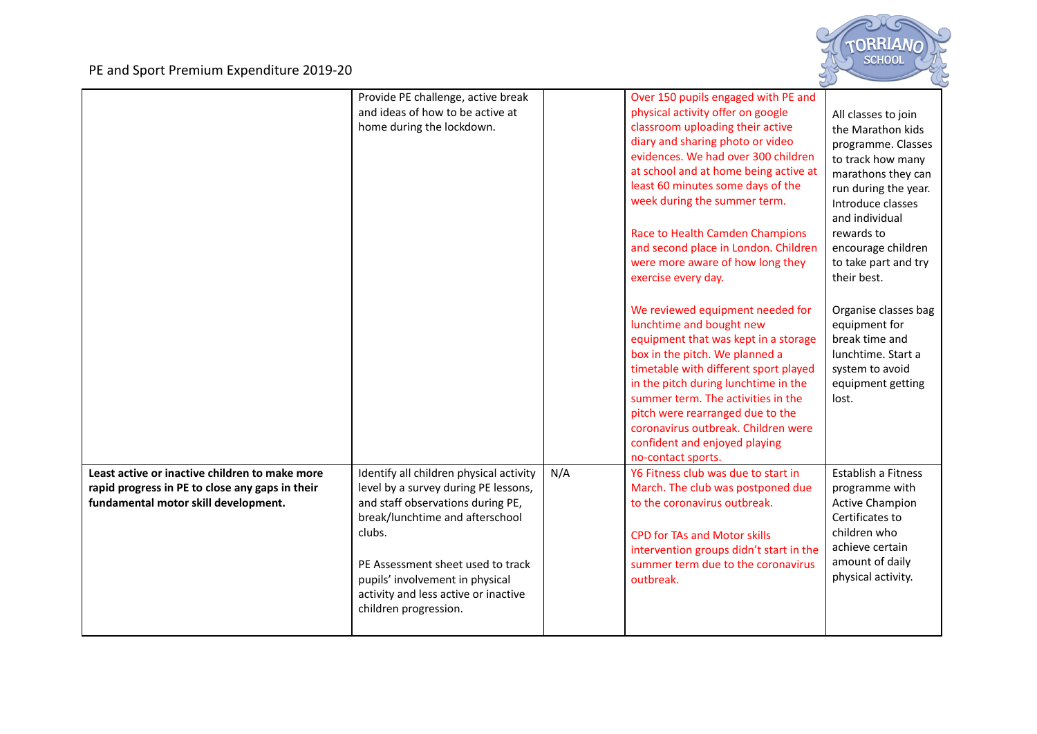PE and Sport Premium Expenditure 2019-20

| | | | | |
|---|---|---|---|---|
| | Provide PE challenge, active break and ideas of how to be active at home during the lockdown. | | Over 150 pupils engaged with PE and physical activity offer on google classroom uploading their active diary and sharing photo or video evidences. We had over 300 children at school and at home being active at least 60 minutes some days of the week during the summer term.<br><br>Race to Health Camden Champions and second place in London. Children were more aware of how long they exercise every day.<br><br>We reviewed equipment needed for lunchtime and bought new equipment that was kept in a storage box in the pitch. We planned a timetable with different sport played in the pitch during lunchtime in the summer term. The activities in the pitch were rearranged due to the coronavirus outbreak. Children were confident and enjoyed playing no-contact sports. | All classes to join the Marathon kids programme. Classes to track how many marathons they can run during the year. Introduce classes and individual rewards to encourage children to take part and try their best.<br><br>Organise classes bag equipment for break time and lunchtime. Start a system to avoid equipment getting lost. |
| **Least active or inactive children to make more rapid progress in PE to close any gaps in their fundamental motor skill development.** | Identify all children physical activity level by a survey during PE lessons, and staff observations during PE, break/lunchtime and afterschool clubs.<br><br>PE Assessment sheet used to track pupils' involvement in physical activity and less active or inactive children progression. | N/A | Y6 Fitness club was due to start in March. The club was postponed due to the coronavirus outbreak.<br><br>CPD for TAs and Motor skills intervention groups didn't start in the summer term due to the coronavirus outbreak. | Establish a Fitness programme with Active Champion Certificates to children who achieve certain amount of daily physical activity. |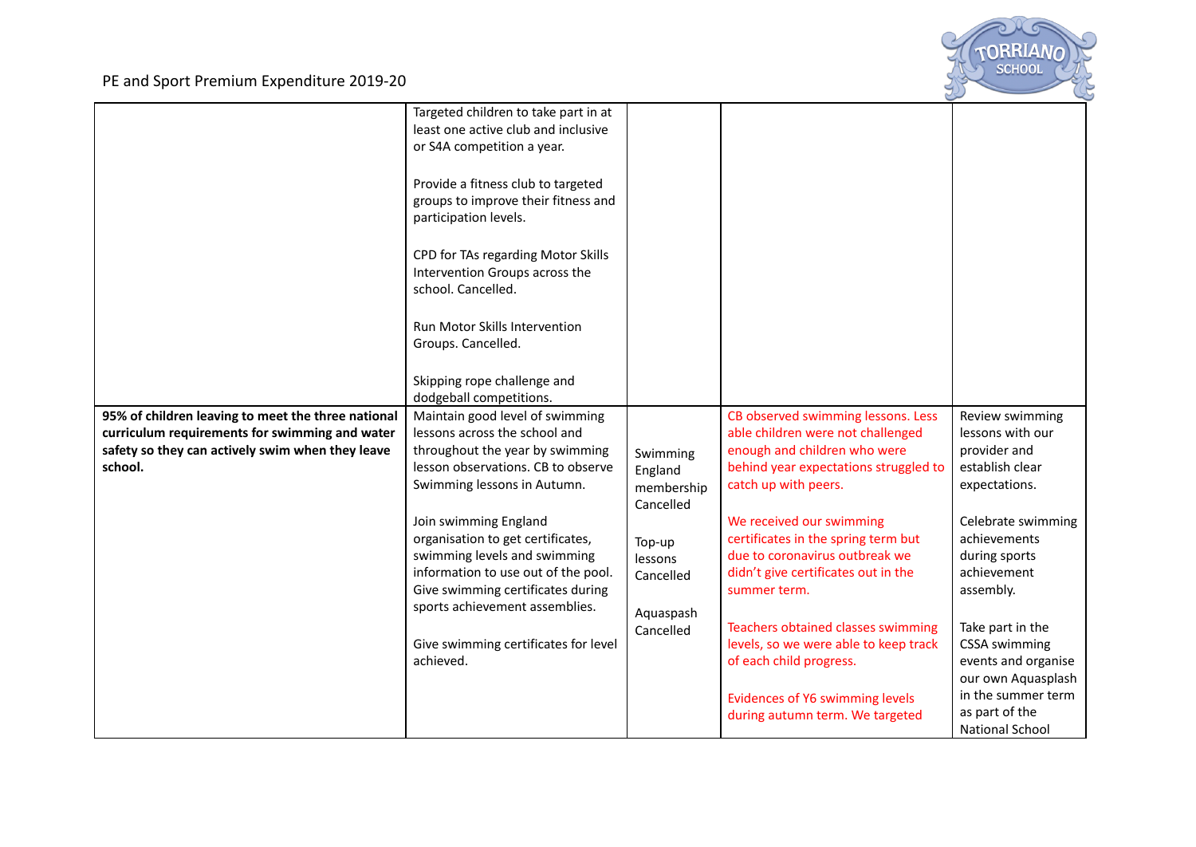PE and Sport Premium Expenditure 2019-20

| | | | | |
|---|---|---|---|---|
| | Targeted children to take part in at least one active club and inclusive or S4A competition a year.<br><br>Provide a fitness club to targeted groups to improve their fitness and participation levels.<br><br>CPD for TAs regarding Motor Skills Intervention Groups across the school. Cancelled.<br><br>Run Motor Skills Intervention Groups. Cancelled.<br><br>Skipping rope challenge and dodgeball competitions. | | | |
| **95% of children leaving to meet the three national curriculum requirements for swimming and water safety so they can actively swim when they leave school.** | Maintain good level of swimming lessons across the school and throughout the year by swimming lesson observations. CB to observe Swimming lessons in Autumn.<br><br>Join swimming England organisation to get certificates, swimming levels and swimming information to use out of the pool. Give swimming certificates during sports achievement assemblies.<br><br>Give swimming certificates for level achieved. | Swimming England membership Cancelled<br><br>Top-up lessons Cancelled<br><br>Aquaspash Cancelled | CB observed swimming lessons. Less able children were not challenged enough and children who were behind year expectations struggled to catch up with peers.<br><br>We received our swimming certificates in the spring term but due to coronavirus outbreak we didn't give certificates out in the summer term.<br><br>Teachers obtained classes swimming levels, so we were able to keep track of each child progress.<br><br>Evidences of Y6 swimming levels during autumn term. We targeted | Review swimming lessons with our provider and establish clear expectations.<br><br>Celebrate swimming achievements during sports achievement assembly.<br><br>Take part in the CSSA swimming events and organise our own Aquasplash in the summer term as part of the National School |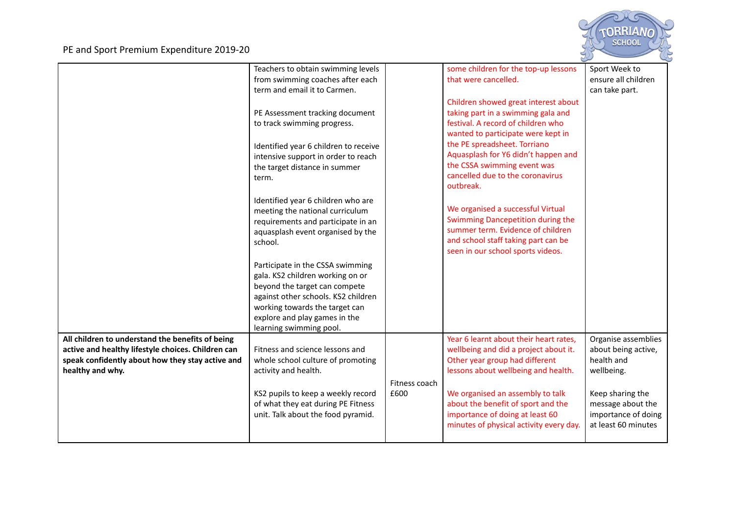PE and Sport Premium Expenditure 2019-20

| | | | | |
|---|---|---|---|---|
| | Teachers to obtain swimming levels from swimming coaches after each term and email it to Carmen.<br><br>PE Assessment tracking document to track swimming progress.<br><br>Identified year 6 children to receive intensive support in order to reach the target distance in summer term.<br><br>Identified year 6 children who are meeting the national curriculum requirements and participate in an aquasplash event organised by the school.<br><br>Participate in the CSSA swimming gala. KS2 children working on or beyond the target can compete against other schools. KS2 children working towards the target can explore and play games in the learning swimming pool. | | some children for the top-up lessons that were cancelled.<br><br>Children showed great interest about taking part in a swimming gala and festival. A record of children who wanted to participate were kept in the PE spreadsheet. Torriano Aquasplash for Y6 didn't happen and the CSSA swimming event was cancelled due to the coronavirus outbreak.<br><br>We organised a successful Virtual Swimming Dancepetition during the summer term. Evidence of children and school staff taking part can be seen in our school sports videos. | Sport Week to ensure all children can take part. |
| **All children to understand the benefits of being active and healthy lifestyle choices. Children can speak confidently about how they stay active and healthy and why.** | Fitness and science lessons and whole school culture of promoting activity and health.<br><br>KS2 pupils to keep a weekly record of what they eat during PE Fitness unit. Talk about the food pyramid. | Fitness coach £600 | Year 6 learnt about their heart rates, wellbeing and did a project about it. Other year group had different lessons about wellbeing and health.<br><br>We organised an assembly to talk about the benefit of sport and the importance of doing at least 60 minutes of physical activity every day. | Organise assemblies about being active, health and wellbeing.<br><br>Keep sharing the message about the importance of doing at least 60 minutes |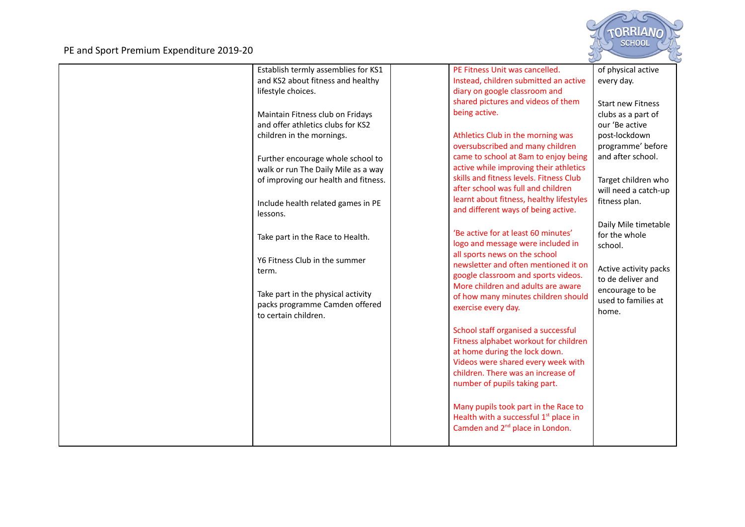PE and Sport Premium Expenditure 2019-20

| | | | | |
|---|---|---|---|---|
| | Establish termly assemblies for KS1 and KS2 about fitness and healthy lifestyle choices.<br><br>Maintain Fitness club on Fridays and offer athletics clubs for KS2 children in the mornings.<br><br>Further encourage whole school to walk or run The Daily Mile as a way of improving our health and fitness.<br><br>Include health related games in PE lessons.<br><br>Take part in the Race to Health.<br><br>Y6 Fitness Club in the summer term.<br><br>Take part in the physical activity packs programme Camden offered to certain children. | | PE Fitness Unit was cancelled. Instead, children submitted an active diary on google classroom and shared pictures and videos of them being active.<br><br>Athletics Club in the morning was oversubscribed and many children came to school at 8am to enjoy being active while improving their athletics skills and fitness levels. Fitness Club after school was full and children learnt about fitness, healthy lifestyles and different ways of being active.<br><br>'Be active for at least 60 minutes' logo and message were included in all sports news on the school newsletter and often mentioned it on google classroom and sports videos. More children and adults are aware of how many minutes children should exercise every day.<br><br>School staff organised a successful Fitness alphabet workout for children at home during the lock down. Videos were shared every week with children. There was an increase of number of pupils taking part.<br><br>Many pupils took part in the Race to Health with a successful 1st place in Camden and 2nd place in London. | of physical active every day.<br><br>Start new Fitness clubs as a part of our 'Be active post-lockdown programme' before and after school.<br><br>Target children who will need a catch-up fitness plan.<br><br>Daily Mile timetable for the whole school.<br><br>Active activity packs to de deliver and encourage to be used to families at home. |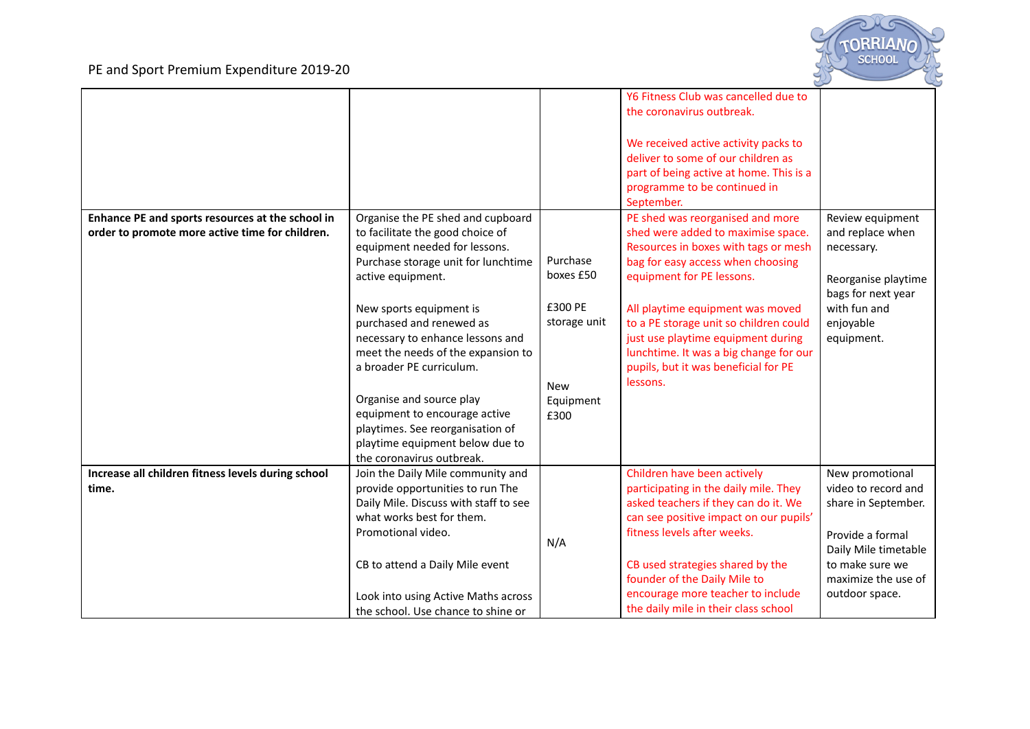PE and Sport Premium Expenditure 2019-20

| | | | | |
|---|---|---|---|---|
| | | | Y6 Fitness Club was cancelled due to the coronavirus outbreak.<br><br>We received active activity packs to deliver to some of our children as part of being active at home. This is a programme to be continued in September. | |
| **Enhance PE and sports resources at the school in order to promote more active time for children.** | Organise the PE shed and cupboard to facilitate the good choice of equipment needed for lessons. Purchase storage unit for lunchtime active equipment.<br><br>New sports equipment is purchased and renewed as necessary to enhance lessons and meet the needs of the expansion to a broader PE curriculum.<br><br>Organise and source play equipment to encourage active playtimes. See reorganisation of playtime equipment below due to the coronavirus outbreak. | Purchase boxes £50<br><br>£300 PE storage unit<br><br>New Equipment £300 | PE shed was reorganised and more shed were added to maximise space. Resources in boxes with tags or mesh bag for easy access when choosing equipment for PE lessons.<br><br>All playtime equipment was moved to a PE storage unit so children could just use playtime equipment during lunchtime. It was a big change for our pupils, but it was beneficial for PE lessons. | Review equipment and replace when necessary.<br><br>Reorganise playtime bags for next year with fun and enjoyable equipment. |
| **Increase all children fitness levels during school time.** | Join the Daily Mile community and provide opportunities to run The Daily Mile. Discuss with staff to see what works best for them. Promotional video.<br><br>CB to attend a Daily Mile event<br><br>Look into using Active Maths across the school. Use chance to shine or | N/A | Children have been actively participating in the daily mile. They asked teachers if they can do it. We can see positive impact on our pupils' fitness levels after weeks.<br><br>CB used strategies shared by the founder of the Daily Mile to encourage more teacher to include the daily mile in their class school | New promotional video to record and share in September.<br><br>Provide a formal Daily Mile timetable to make sure we maximize the use of outdoor space. |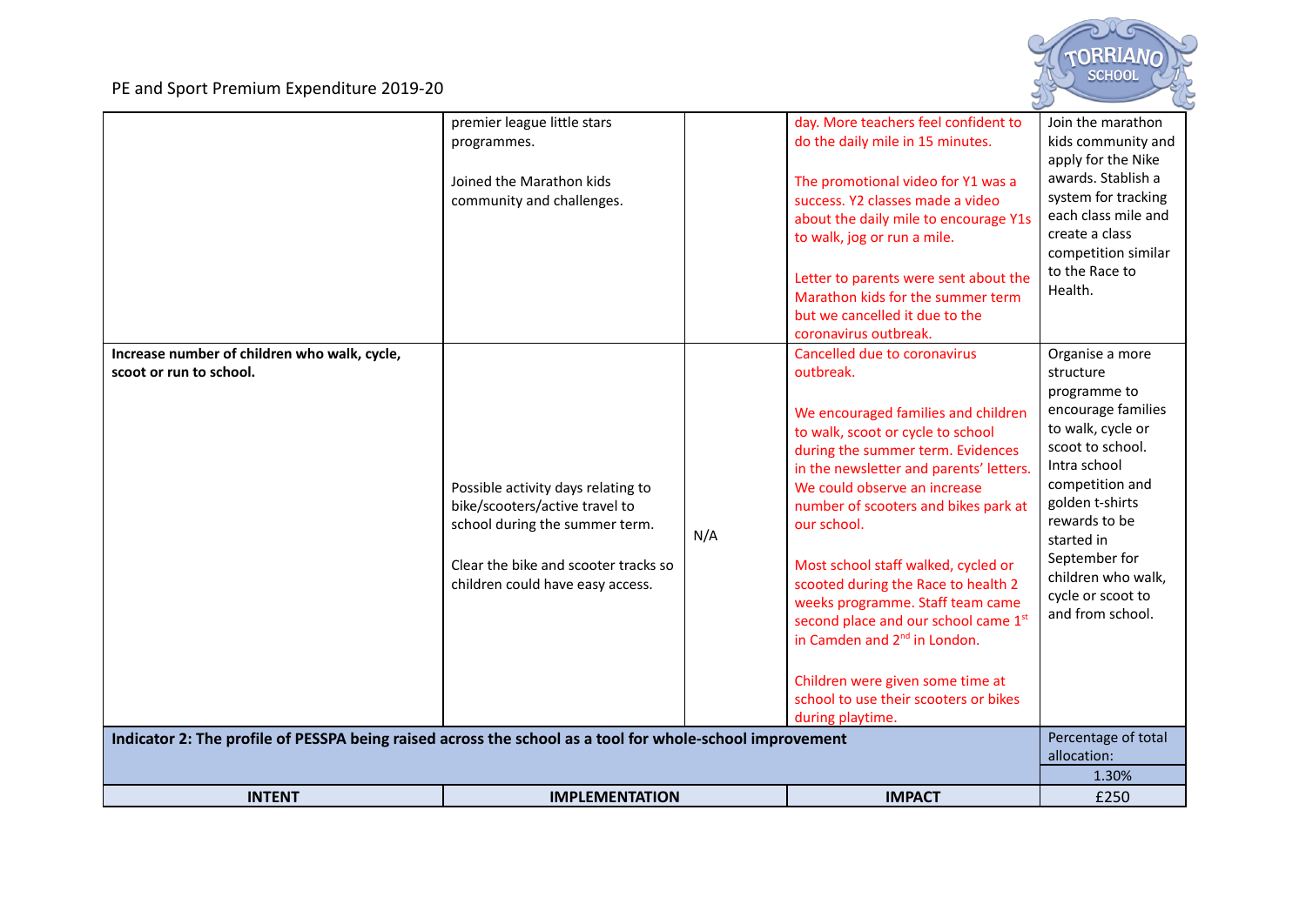PE and Sport Premium Expenditure 2019-20

| | | | | |
|---|---|---|---|---|
| | premier league little stars programmes.<br><br>Joined the Marathon kids community and challenges. | | day. More teachers feel confident to do the daily mile in 15 minutes.<br><br>The promotional video for Y1 was a success. Y2 classes made a video about the daily mile to encourage Y1s to walk, jog or run a mile.<br><br>Letter to parents were sent about the Marathon kids for the summer term but we cancelled it due to the coronavirus outbreak. | Join the marathon kids community and apply for the Nike awards. Stablish a system for tracking each class mile and create a class competition similar to the Race to Health. |
| **Increase number of children who walk, cycle, scoot or run to school.** | Possible activity days relating to bike/scooters/active travel to school during the summer term.<br><br>Clear the bike and scooter tracks so children could have easy access. | N/A | Cancelled due to coronavirus outbreak.<br><br>We encouraged families and children to walk, scoot or cycle to school during the summer term. Evidences in the newsletter and parents' letters. We could observe an increase number of scooters and bikes park at our school.<br><br>Most school staff walked, cycled or scooted during the Race to health 2 weeks programme. Staff team came second place and our school came 1st in Camden and 2nd in London.<br><br>Children were given some time at school to use their scooters or bikes during playtime. | Organise a more structure programme to encourage families to walk, cycle or scoot to school. Intra school competition and golden t-shirts rewards to be started in September for children who walk, cycle or scoot to and from school. |
| **Indicator 2: The profile of PESSPA being raised across the school as a tool for whole-school improvement** | | | | Percentage of total allocation:<br>1.30% |
| **INTENT** | **IMPLEMENTATION** | | **IMPACT** | £250 |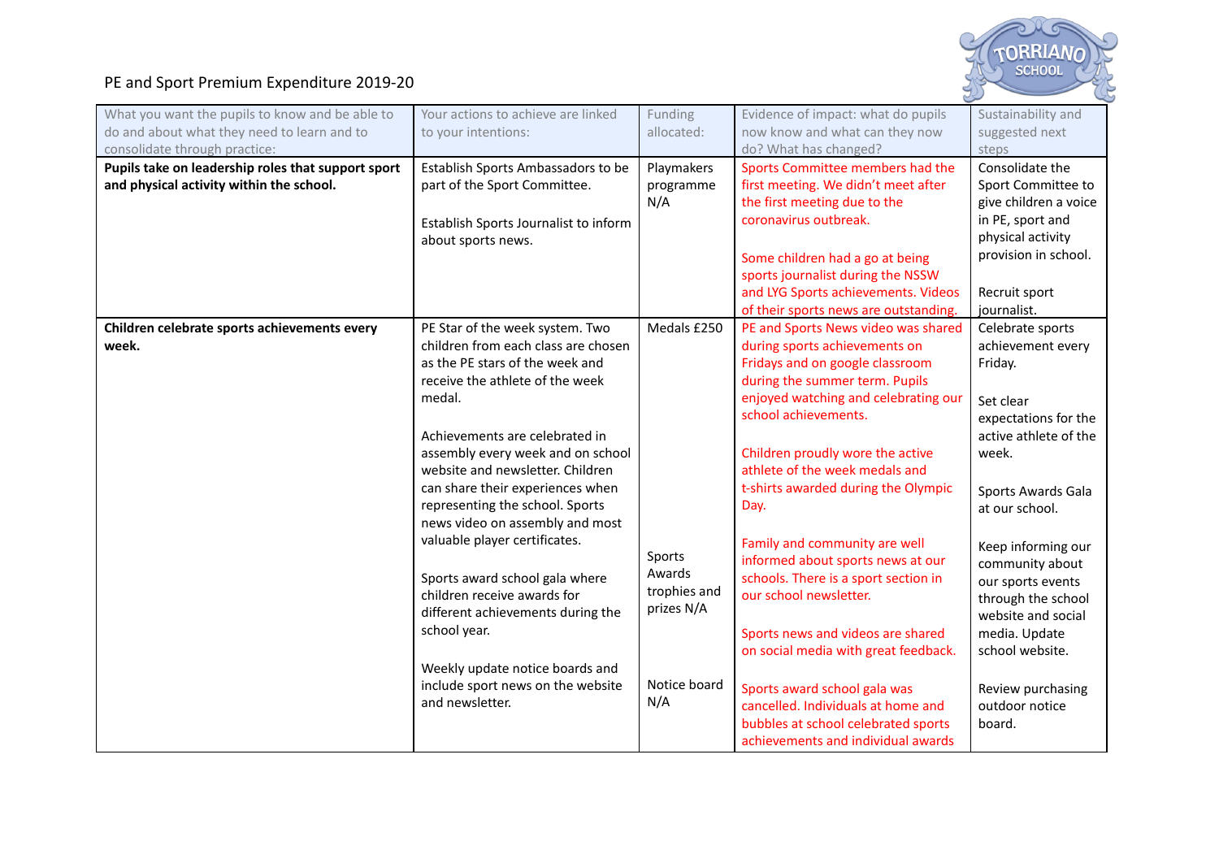# PE and Sport Premium Expenditure 2019-20

| What you want the pupils to know and be able to do and about what they need to learn and to consolidate through practice: | Your actions to achieve are linked to your intentions: | Funding allocated: | Evidence of impact: what do pupils now know and what can they now do? What has changed? | Sustainability and suggested next steps |
|---|---|---|---|---|
| **Pupils take on leadership roles that support sport and physical activity within the school.** | Establish Sports Ambassadors to be part of the Sport Committee.<br><br>Establish Sports Journalist to inform about sports news. | Playmakers programme N/A | Sports Committee members had the first meeting. We didn't meet after the first meeting due to the coronavirus outbreak.<br><br>Some children had a go at being sports journalist during the NSSW and LYG Sports achievements. Videos of their sports news are outstanding. | Consolidate the Sport Committee to give children a voice in PE, sport and physical activity provision in school.<br><br>Recruit sport journalist. |
| **Children celebrate sports achievements every week.** | PE Star of the week system. Two children from each class are chosen as the PE stars of the week and receive the athlete of the week medal.<br><br>Achievements are celebrated in assembly every week and on school website and newsletter. Children can share their experiences when representing the school. Sports news video on assembly and most valuable player certificates.<br><br>Sports award school gala where children receive awards for different achievements during the school year.<br><br>Weekly update notice boards and include sport news on the website and newsletter. | Medals £250<br><br>Sports Awards trophies and prizes N/A<br><br>Notice board N/A | PE and Sports News video was shared during sports achievements on Fridays and on google classroom during the summer term. Pupils enjoyed watching and celebrating our school achievements.<br><br>Children proudly wore the active athlete of the week medals and t-shirts awarded during the Olympic Day.<br><br>Family and community are well informed about sports news at our schools. There is a sport section in our school newsletter.<br><br>Sports news and videos are shared on social media with great feedback.<br><br>Sports award school gala was cancelled. Individuals at home and bubbles at school celebrated sports achievements and individual awards | Celebrate sports achievement every Friday.<br><br>Set clear expectations for the active athlete of the week.<br><br>Sports Awards Gala at our school.<br><br>Keep informing our community about our sports events through the school website and social media. Update school website.<br><br>Review purchasing outdoor notice board. |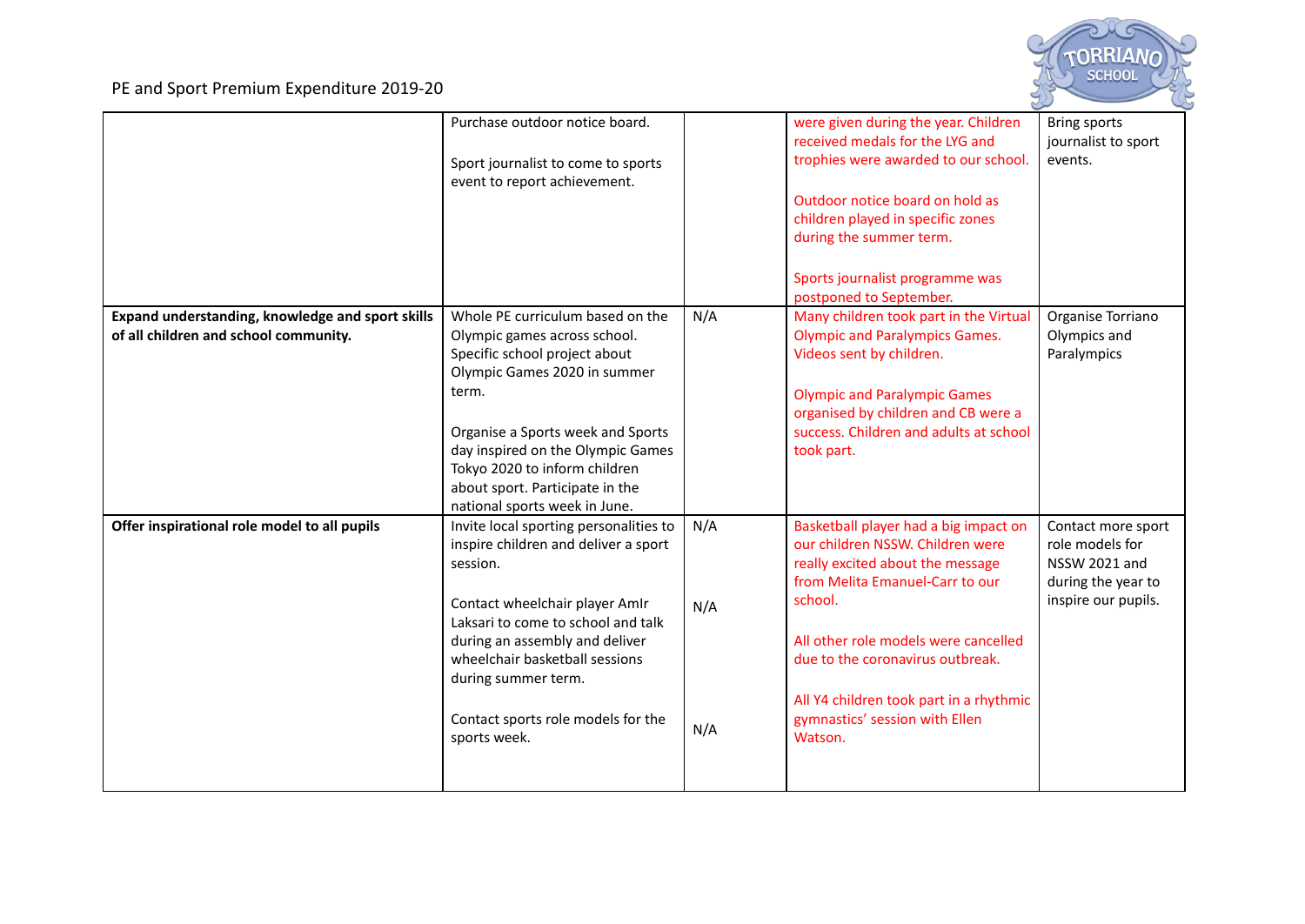PE and Sport Premium Expenditure 2019-20

| | | | | |
|---|---|---|---|---|
| | Purchase outdoor notice board.<br><br>Sport journalist to come to sports event to report achievement. | | were given during the year. Children received medals for the LYG and trophies were awarded to our school.<br><br>Outdoor notice board on hold as children played in specific zones during the summer term.<br><br>Sports journalist programme was postponed to September. | Bring sports journalist to sport events. |
| **Expand understanding, knowledge and sport skills of all children and school community.** | Whole PE curriculum based on the Olympic games across school. Specific school project about Olympic Games 2020 in summer term.<br><br>Organise a Sports week and Sports day inspired on the Olympic Games Tokyo 2020 to inform children about sport. Participate in the national sports week in June. | N/A | Many children took part in the Virtual Olympic and Paralympics Games. Videos sent by children.<br><br>Olympic and Paralympic Games organised by children and CB were a success. Children and adults at school took part. | Organise Torriano Olympics and Paralympics |
| **Offer inspirational role model to all pupils** | Invite local sporting personalities to inspire children and deliver a sport session.<br><br>Contact wheelchair player AmIr Laksari to come to school and talk during an assembly and deliver wheelchair basketball sessions during summer term.<br><br>Contact sports role models for the sports week. | N/A<br><br>N/A<br><br>N/A | Basketball player had a big impact on our children NSSW. Children were really excited about the message from Melita Emanuel-Carr to our school.<br><br>All other role models were cancelled due to the coronavirus outbreak.<br><br>All Y4 children took part in a rhythmic gymnastics' session with Ellen Watson. | Contact more sport role models for NSSW 2021 and during the year to inspire our pupils. |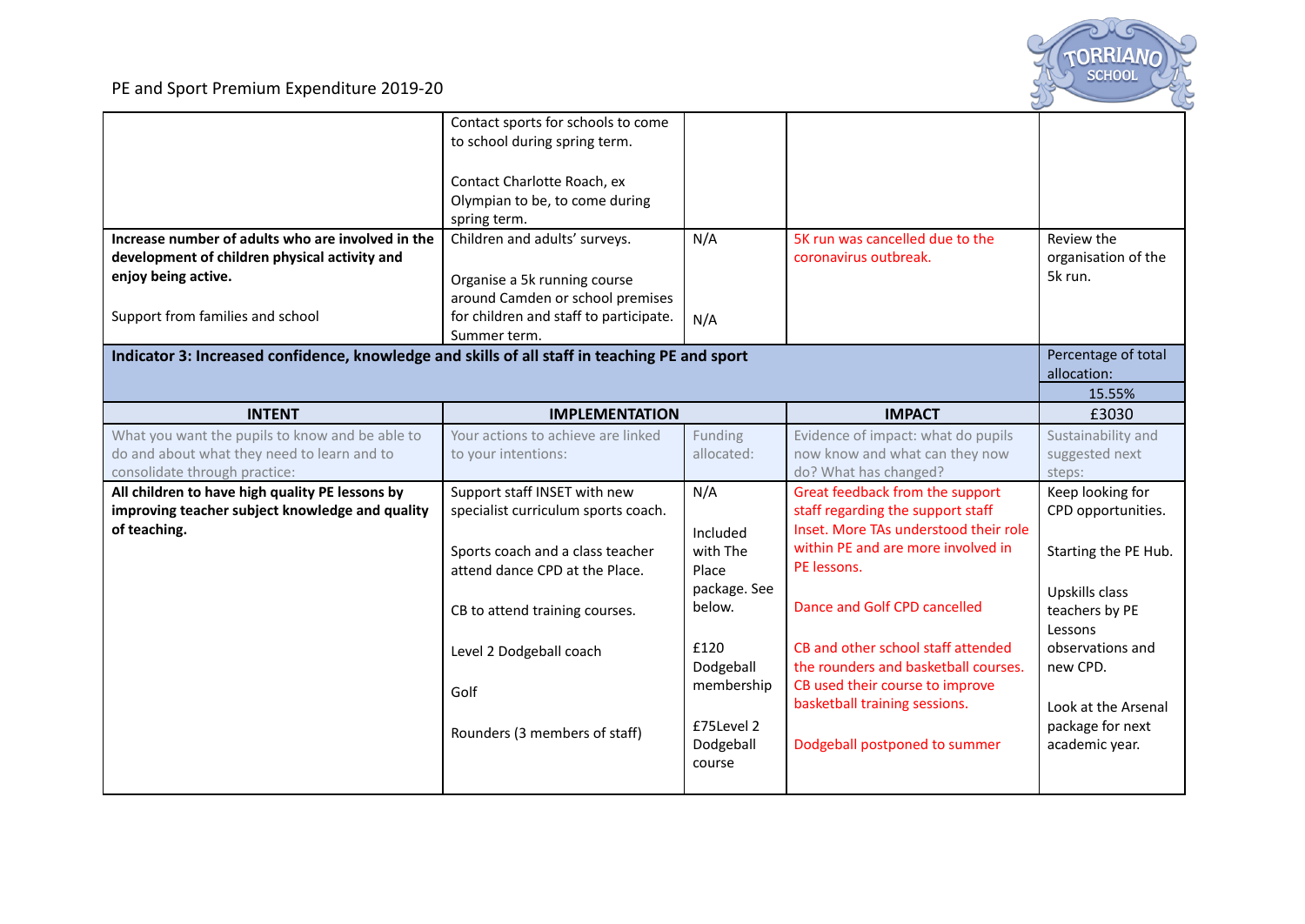PE and Sport Premium Expenditure 2019-20

| | | | | |
|---|---|---|---|---|
| | Contact sports for schools to come to school during spring term.<br><br>Contact Charlotte Roach, ex Olympian to be, to come during spring term. | | | |
| **Increase number of adults who are involved in the development of children physical activity and enjoy being active.**<br><br>Support from families and school | Children and adults' surveys.<br><br>Organise a 5k running course around Camden or school premises for children and staff to participate. Summer term. | N/A<br><br>N/A | 5K run was cancelled due to the coronavirus outbreak. | Review the organisation of the 5k run. |
| **Indicator 3: Increased confidence, knowledge and skills of all staff in teaching PE and sport** | | | | Percentage of total allocation:<br>15.55% |
| **INTENT** | **IMPLEMENTATION** | | **IMPACT** | £3030 |
| What you want the pupils to know and be able to do and about what they need to learn and to consolidate through practice: | Your actions to achieve are linked to your intentions: | Funding allocated: | Evidence of impact: what do pupils now know and what can they now do? What has changed? | Sustainability and suggested next steps: |
| **All children to have high quality PE lessons by improving teacher subject knowledge and quality of teaching.** | Support staff INSET with new specialist curriculum sports coach.<br><br>Sports coach and a class teacher attend dance CPD at the Place.<br><br>CB to attend training courses.<br><br>Level 2 Dodgeball coach<br><br>Golf<br><br>Rounders (3 members of staff) | N/A<br><br>Included with The Place package. See below.<br><br>£120 Dodgeball membership<br><br>£75Level 2 Dodgeball course | Great feedback from the support staff regarding the support staff Inset. More TAs understood their role within PE and are more involved in PE lessons.<br><br>Dance and Golf CPD cancelled<br><br>CB and other school staff attended the rounders and basketball courses. CB used their course to improve basketball training sessions.<br><br>Dodgeball postponed to summer | Keep looking for CPD opportunities.<br><br>Starting the PE Hub.<br><br>Upskills class teachers by PE Lessons observations and new CPD.<br><br>Look at the Arsenal package for next academic year. |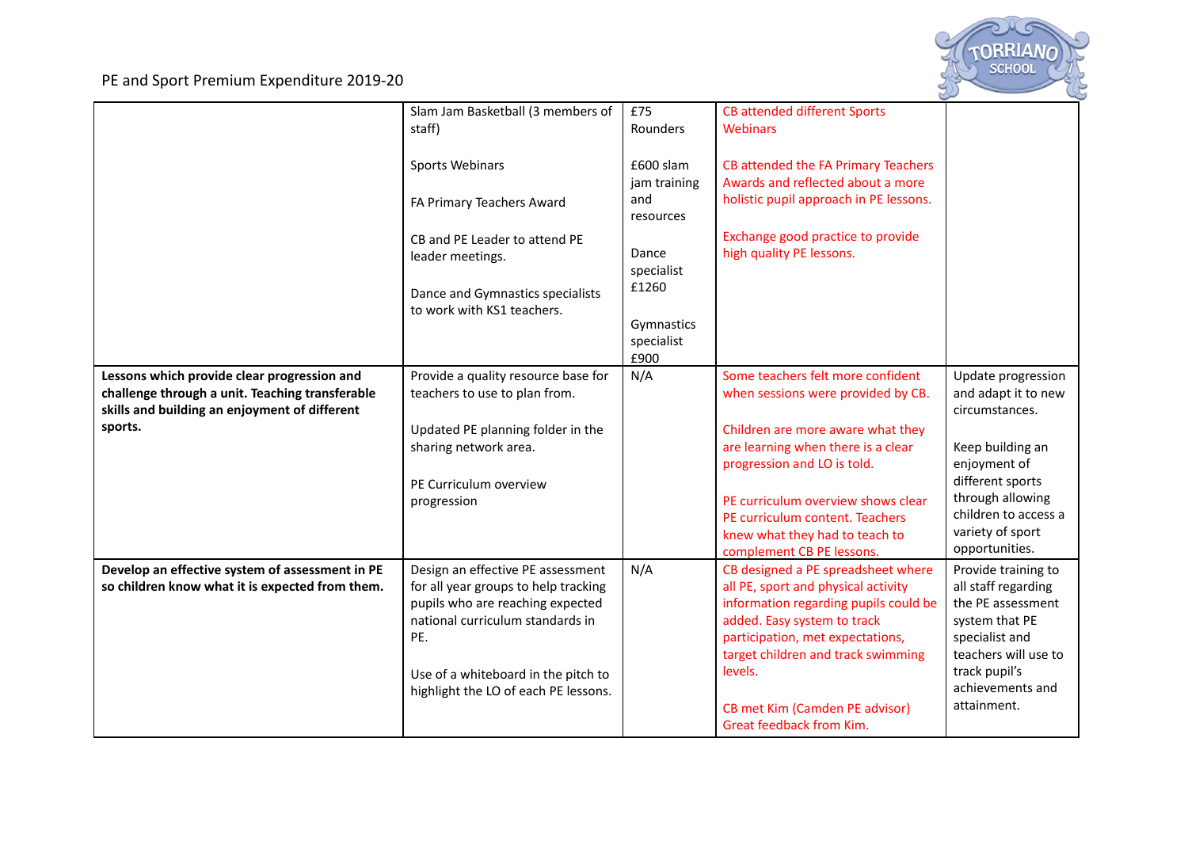PE and Sport Premium Expenditure 2019-20

| | | | | |
|---|---|---|---|---|
| | Slam Jam Basketball (3 members of staff)<br><br>Sports Webinars<br><br>FA Primary Teachers Award<br><br>CB and PE Leader to attend PE leader meetings.<br><br>Dance and Gymnastics specialists to work with KS1 teachers. | £75 Rounders<br><br>£600 slam jam training and resources<br><br>Dance specialist £1260<br><br>Gymnastics specialist £900 | CB attended different Sports Webinars<br><br>CB attended the FA Primary Teachers Awards and reflected about a more holistic pupil approach in PE lessons.<br><br>Exchange good practice to provide high quality PE lessons. | |
| **Lessons which provide clear progression and challenge through a unit. Teaching transferable skills and building an enjoyment of different sports.** | Provide a quality resource base for teachers to use to plan from.<br><br>Updated PE planning folder in the sharing network area.<br><br>PE Curriculum overview progression | N/A | Some teachers felt more confident when sessions were provided by CB.<br><br>Children are more aware what they are learning when there is a clear progression and LO is told.<br><br>PE curriculum overview shows clear PE curriculum content. Teachers knew what they had to teach to complement CB PE lessons. | Update progression and adapt it to new circumstances.<br><br>Keep building an enjoyment of different sports through allowing children to access a variety of sport opportunities. |
| **Develop an effective system of assessment in PE so children know what it is expected from them.** | Design an effective PE assessment for all year groups to help tracking pupils who are reaching expected national curriculum standards in PE.<br><br>Use of a whiteboard in the pitch to highlight the LO of each PE lessons. | N/A | CB designed a PE spreadsheet where all PE, sport and physical activity information regarding pupils could be added. Easy system to track participation, met expectations, target children and track swimming levels.<br><br>CB met Kim (Camden PE advisor) Great feedback from Kim. | Provide training to all staff regarding the PE assessment system that PE specialist and teachers will use to track pupil's achievements and attainment. |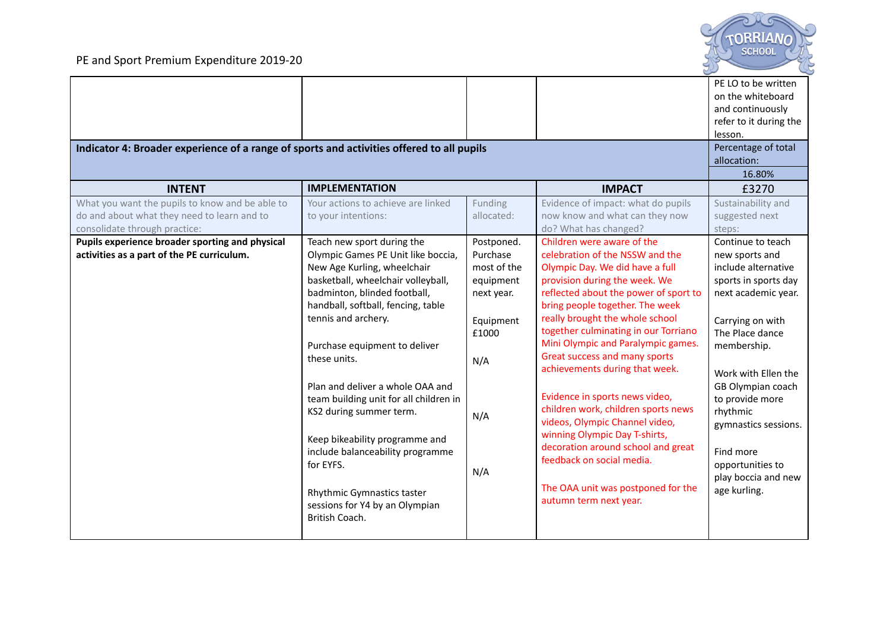PE and Sport Premium Expenditure 2019-20

| | | | | |
|---|---|---|---|---|
| | | | | PE LO to be written on the whiteboard and continuously refer to it during the lesson. |
| **Indicator 4: Broader experience of a range of sports and activities offered to all pupils** | | | | Percentage of total allocation: 16.80% |
| **INTENT** | **IMPLEMENTATION** | | **IMPACT** | £3270 |
| What you want the pupils to know and be able to do and about what they need to learn and to consolidate through practice: | Your actions to achieve are linked to your intentions: | Funding allocated: | Evidence of impact: what do pupils now know and what can they now do? What has changed? | Sustainability and suggested next steps: |
| **Pupils experience broader sporting and physical activities as a part of the PE curriculum.** | Teach new sport during the Olympic Games PE Unit like boccia, New Age Kurling, wheelchair basketball, wheelchair volleyball, badminton, blinded football, handball, softball, fencing, table tennis and archery.<br><br>Purchase equipment to deliver these units.<br><br>Plan and deliver a whole OAA and team building unit for all children in KS2 during summer term.<br><br>Keep bikeability programme and include balanceability programme for EYFS.<br><br>Rhythmic Gymnastics taster sessions for Y4 by an Olympian British Coach. | Postponed. Purchase most of the equipment next year.<br><br>Equipment £1000<br><br>N/A<br><br>N/A<br><br>N/A | Children were aware of the celebration of the NSSW and the Olympic Day. We did have a full provision during the week. We reflected about the power of sport to bring people together. The week really brought the whole school together culminating in our Torriano Mini Olympic and Paralympic games. Great success and many sports achievements during that week.<br><br>Evidence in sports news video, children work, children sports news videos, Olympic Channel video, winning Olympic Day T-shirts, decoration around school and great feedback on social media.<br><br>The OAA unit was postponed for the autumn term next year. | Continue to teach new sports and include alternative sports in sports day next academic year.<br><br>Carrying on with The Place dance membership.<br><br>Work with Ellen the GB Olympian coach to provide more rhythmic gymnastics sessions.<br><br>Find more opportunities to play boccia and new age kurling. |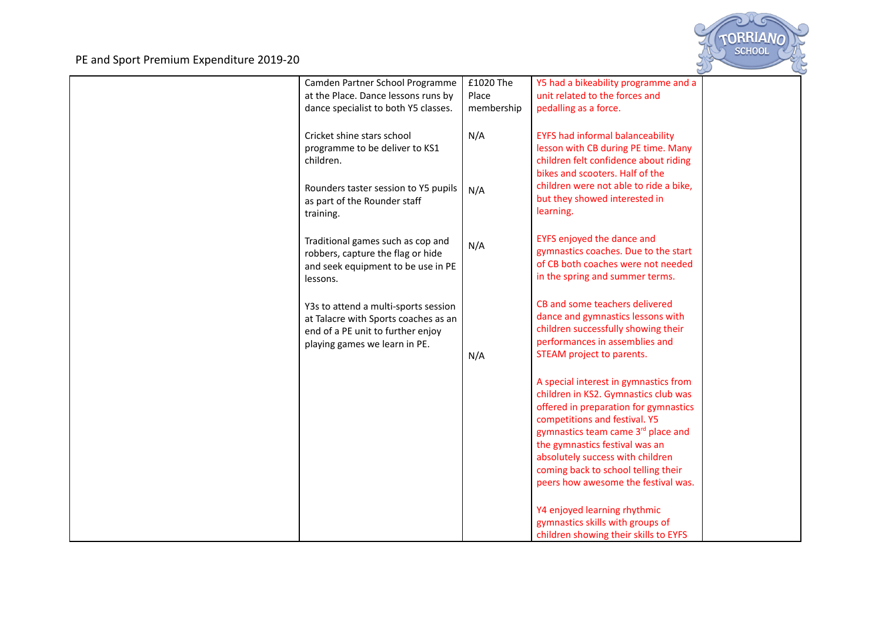PE and Sport Premium Expenditure 2019-20

| | | | | |
|---|---|---|---|---|
| | Camden Partner School Programme at the Place. Dance lessons runs by dance specialist to both Y5 classes.<br><br>Cricket shine stars school programme to be deliver to KS1 children.<br><br>Rounders taster session to Y5 pupils as part of the Rounder staff training.<br><br>Traditional games such as cop and robbers, capture the flag or hide and seek equipment to be use in PE lessons.<br><br>Y3s to attend a multi-sports session at Talacre with Sports coaches as an end of a PE unit to further enjoy playing games we learn in PE. | £1020 The Place membership<br><br>N/A<br><br>N/A<br><br>N/A<br><br>N/A | Y5 had a bikeability programme and a unit related to the forces and pedalling as a force.<br><br>EYFS had informal balanceability lesson with CB during PE time. Many children felt confidence about riding bikes and scooters. Half of the children were not able to ride a bike, but they showed interested in learning.<br><br>EYFS enjoyed the dance and gymnastics coaches. Due to the start of CB both coaches were not needed in the spring and summer terms.<br><br>CB and some teachers delivered dance and gymnastics lessons with children successfully showing their performances in assemblies and STEAM project to parents.<br><br>A special interest in gymnastics from children in KS2. Gymnastics club was offered in preparation for gymnastics competitions and festival. Y5 gymnastics team came 3rd place and the gymnastics festival was an absolutely success with children coming back to school telling their peers how awesome the festival was.<br><br>Y4 enjoyed learning rhythmic gymnastics skills with groups of children showing their skills to EYFS | |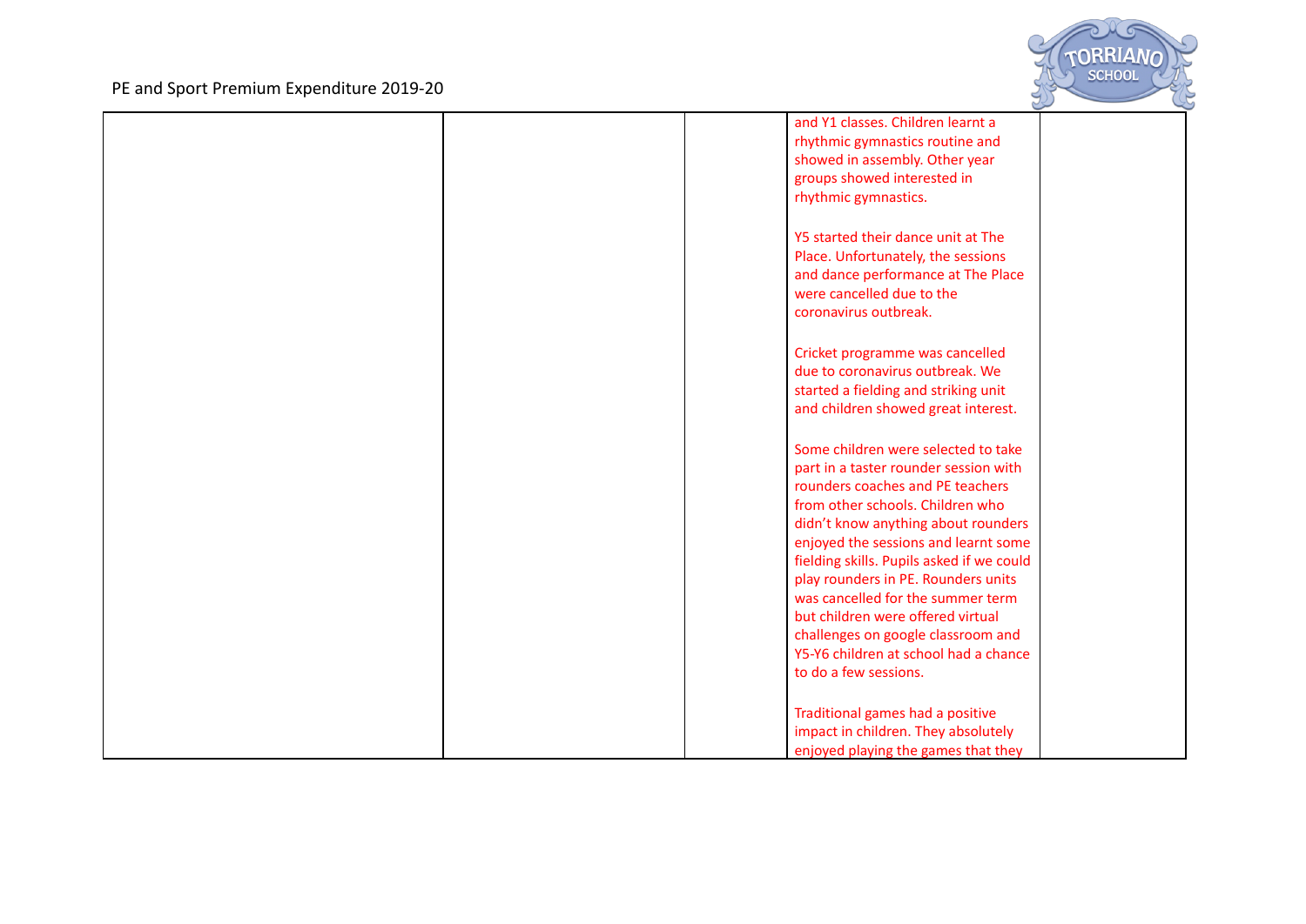| | | | | |
|---|---|---|---|---|
| | | | and Y1 classes. Children learnt a rhythmic gymnastics routine and showed in assembly. Other year groups showed interested in rhythmic gymnastics.<br><br>Y5 started their dance unit at The Place. Unfortunately, the sessions and dance performance at The Place were cancelled due to the coronavirus outbreak.<br><br>Cricket programme was cancelled due to coronavirus outbreak. We started a fielding and striking unit and children showed great interest.<br><br>Some children were selected to take part in a taster rounder session with rounders coaches and PE teachers from other schools. Children who didn't know anything about rounders enjoyed the sessions and learnt some fielding skills. Pupils asked if we could play rounders in PE. Rounders units was cancelled for the summer term but children were offered virtual challenges on google classroom and Y5-Y6 children at school had a chance to do a few sessions.<br><br>Traditional games had a positive impact in children. They absolutely enjoyed playing the games that they | |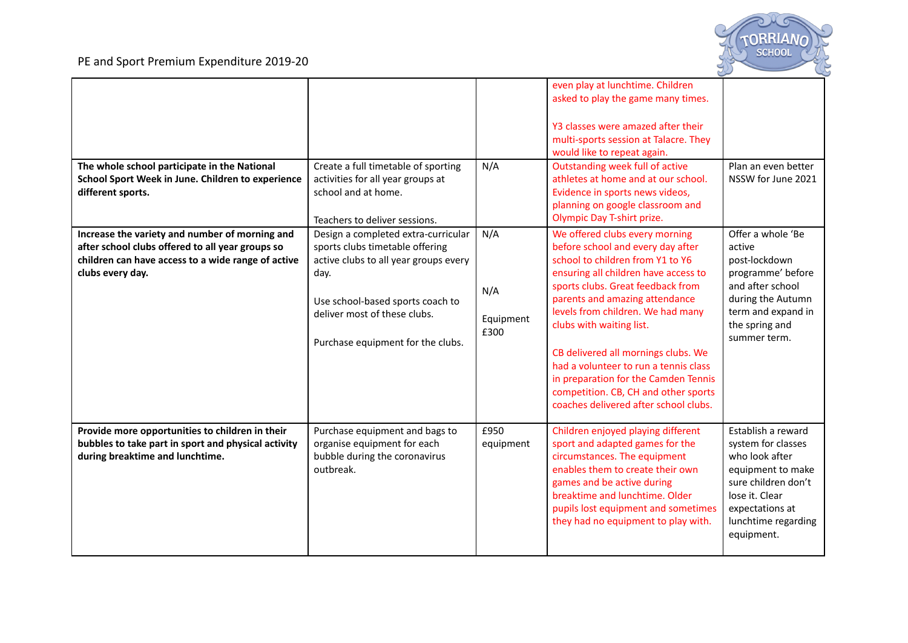PE and Sport Premium Expenditure 2019-20

| | | | | |
|---|---|---|---|---|
| | | | even play at lunchtime. Children asked to play the game many times.<br><br>Y3 classes were amazed after their multi-sports session at Talacre. They would like to repeat again. | |
| **The whole school participate in the National School Sport Week in June. Children to experience different sports.** | Create a full timetable of sporting activities for all year groups at school and at home.<br><br>Teachers to deliver sessions. | N/A | Outstanding week full of active athletes at home and at our school. Evidence in sports news videos, planning on google classroom and Olympic Day T-shirt prize. | Plan an even better NSSW for June 2021 |
| **Increase the variety and number of morning and after school clubs offered to all year groups so children can have access to a wide range of active clubs every day.** | Design a completed extra-curricular sports clubs timetable offering active clubs to all year groups every day.<br><br>Use school-based sports coach to deliver most of these clubs.<br><br>Purchase equipment for the clubs. | N/A<br><br>N/A<br><br>Equipment £300 | We offered clubs every morning before school and every day after school to children from Y1 to Y6 ensuring all children have access to sports clubs. Great feedback from parents and amazing attendance levels from children. We had many clubs with waiting list.<br><br>CB delivered all mornings clubs. We had a volunteer to run a tennis class in preparation for the Camden Tennis competition. CB, CH and other sports coaches delivered after school clubs. | Offer a whole 'Be active post-lockdown programme' before and after school during the Autumn term and expand in the spring and summer term. |
| **Provide more opportunities to children in their bubbles to take part in sport and physical activity during breaktime and lunchtime.** | Purchase equipment and bags to organise equipment for each bubble during the coronavirus outbreak. | £950 equipment | Children enjoyed playing different sport and adapted games for the circumstances. The equipment enables them to create their own games and be active during breaktime and lunchtime. Older pupils lost equipment and sometimes they had no equipment to play with. | Establish a reward system for classes who look after equipment to make sure children don't lose it. Clear expectations at lunchtime regarding equipment. |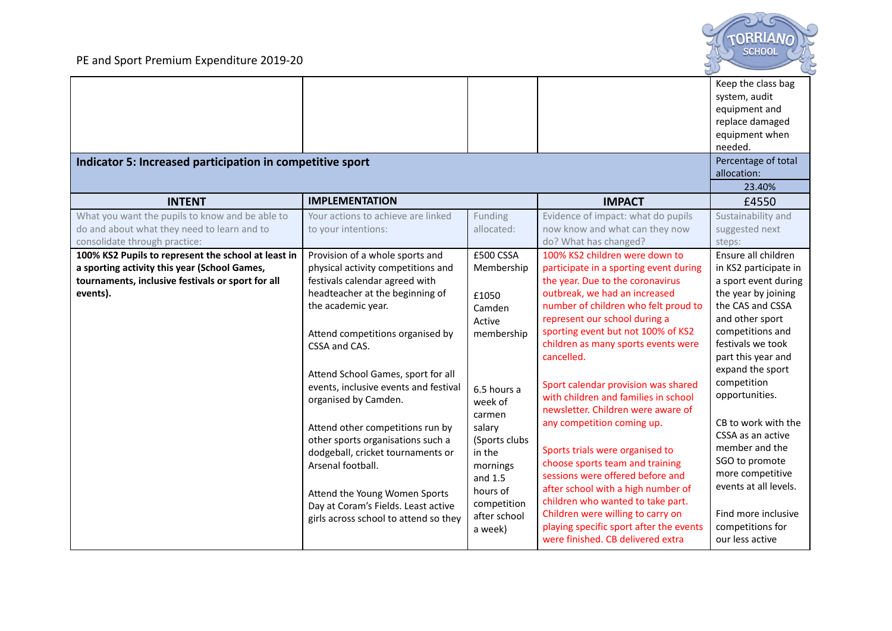PE and Sport Premium Expenditure 2019-20

| | | | | |
|---|---|---|---|---|
| | | | | Keep the class bag system, audit equipment and replace damaged equipment when needed. |
| **Indicator 5: Increased participation in competitive sport** | | | | Percentage of total allocation: 23.40% |
| **INTENT** | **IMPLEMENTATION** | | **IMPACT** | £4550 |
| What you want the pupils to know and be able to do and about what they need to learn and to consolidate through practice: | Your actions to achieve are linked to your intentions: | Funding allocated: | Evidence of impact: what do pupils now know and what can they now do? What has changed? | Sustainability and suggested next steps: |
| **100% KS2 Pupils to represent the school at least in a sporting activity this year (School Games, tournaments, inclusive festivals or sport for all events).** | Provision of a whole sports and physical activity competitions and festivals calendar agreed with headteacher at the beginning of the academic year.<br><br>Attend competitions organised by CSSA and CAS.<br><br>Attend School Games, sport for all events, inclusive events and festival organised by Camden.<br><br>Attend other competitions run by other sports organisations such a dodgeball, cricket tournaments or Arsenal football.<br><br>Attend the Young Women Sports Day at Coram's Fields. Least active girls across school to attend so they | £500 CSSA Membership<br><br>£1050 Camden Active membership<br><br>6.5 hours a week of carmen salary (Sports clubs in the mornings and 1.5 hours of competition after school a week) | 100% KS2 children were down to participate in a sporting event during the year. Due to the coronavirus outbreak, we had an increased number of children who felt proud to represent our school during a sporting event but not 100% of KS2 children as many sports events were cancelled.<br><br>Sport calendar provision was shared with children and families in school newsletter. Children were aware of any competition coming up.<br><br>Sports trials were organised to choose sports team and training sessions were offered before and after school with a high number of children who wanted to take part. Children were willing to carry on playing specific sport after the events were finished. CB delivered extra | Ensure all children in KS2 participate in a sport event during the year by joining the CAS and CSSA and other sport competitions and festivals we took part this year and expand the sport competition opportunities.<br><br>CB to work with the CSSA as an active member and the SGO to promote more competitive events at all levels.<br><br>Find more inclusive competitions for our less active |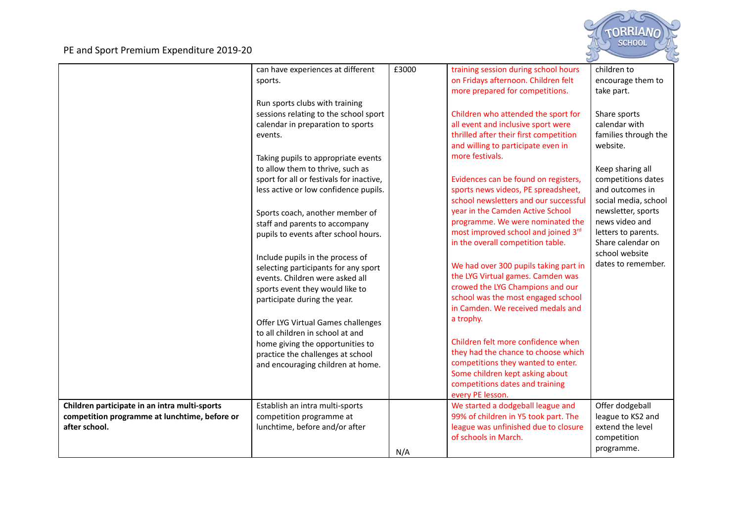PE and Sport Premium Expenditure 2019-20

| | | | | |
|---|---|---|---|---|
| | can have experiences at different sports.<br><br>Run sports clubs with training sessions relating to the school sport calendar in preparation to sports events.<br><br>Taking pupils to appropriate events to allow them to thrive, such as sport for all or festivals for inactive, less active or low confidence pupils.<br><br>Sports coach, another member of staff and parents to accompany pupils to events after school hours.<br><br>Include pupils in the process of selecting participants for any sport events. Children were asked all sports event they would like to participate during the year.<br><br>Offer LYG Virtual Games challenges to all children in school at and home giving the opportunities to practice the challenges at school and encouraging children at home. | £3000 | training session during school hours on Fridays afternoon. Children felt more prepared for competitions.<br><br>Children who attended the sport for all event and inclusive sport were thrilled after their first competition and willing to participate even in more festivals.<br><br>Evidences can be found on registers, sports news videos, PE spreadsheet, school newsletters and our successful year in the Camden Active School programme. We were nominated the most improved school and joined 3rd in the overall competition table.<br><br>We had over 300 pupils taking part in the LYG Virtual games. Camden was crowed the LYG Champions and our school was the most engaged school in Camden. We received medals and a trophy.<br><br>Children felt more confidence when they had the chance to choose which competitions they wanted to enter. Some children kept asking about competitions dates and training every PE lesson. | children to encourage them to take part.<br><br>Share sports calendar with families through the website.<br><br>Keep sharing all competitions dates and outcomes in social media, school newsletter, sports news video and letters to parents. Share calendar on school website dates to remember. |
| **Children participate in an intra multi-sports competition programme at lunchtime, before or after school.** | Establish an intra multi-sports competition programme at lunchtime, before and/or after | N/A | We started a dodgeball league and 99% of children in Y5 took part. The league was unfinished due to closure of schools in March. | Offer dodgeball league to KS2 and extend the level competition programme. |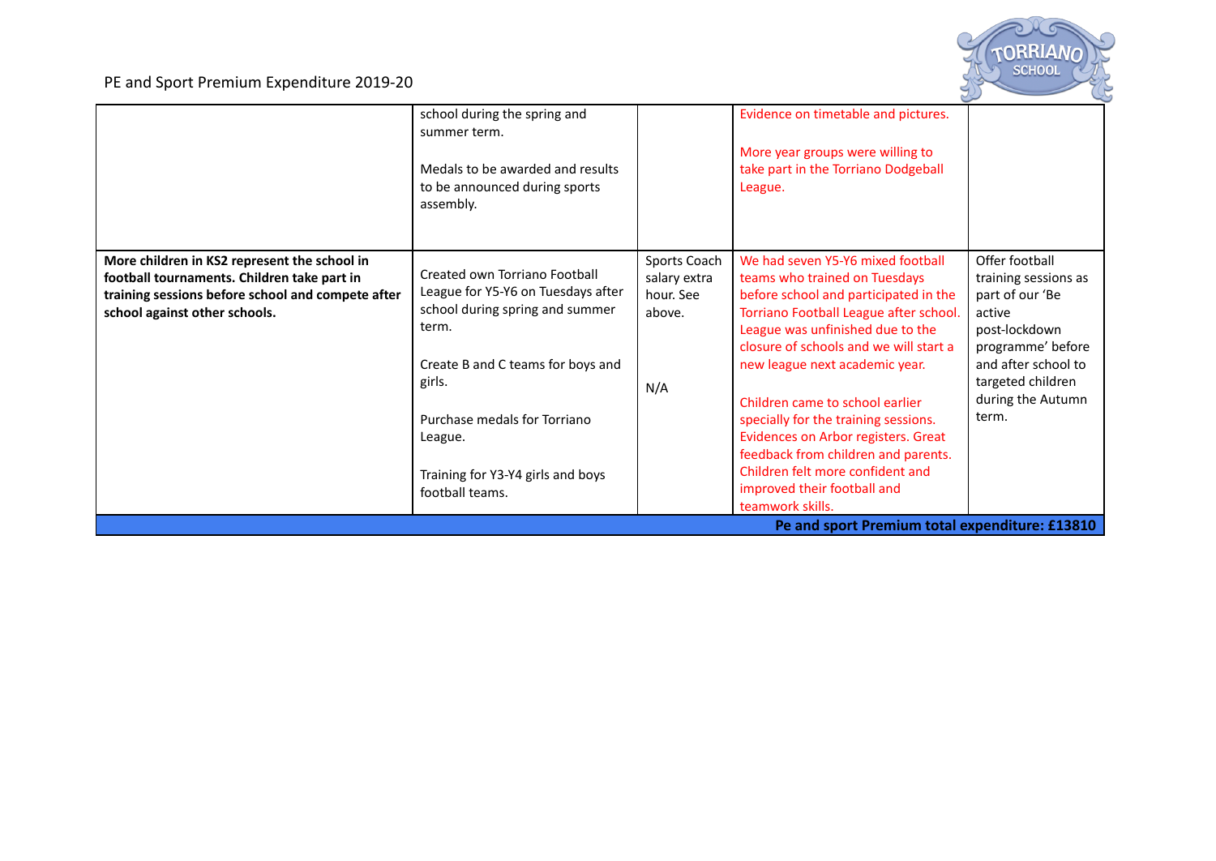PE and Sport Premium Expenditure 2019-20

| | | | | |
|---|---|---|---|---|
| | school during the spring and summer term.<br><br>Medals to be awarded and results to be announced during sports assembly. | | Evidence on timetable and pictures.<br><br>More year groups were willing to take part in the Torriano Dodgeball League. | |
| **More children in KS2 represent the school in football tournaments. Children take part in training sessions before school and compete after school against other schools.** | Created own Torriano Football League for Y5-Y6 on Tuesdays after school during spring and summer term.<br><br>Create B and C teams for boys and girls.<br><br>Purchase medals for Torriano League.<br><br>Training for Y3-Y4 girls and boys football teams. | Sports Coach salary extra hour. See above.<br><br>N/A | We had seven Y5-Y6 mixed football teams who trained on Tuesdays before school and participated in the Torriano Football League after school. League was unfinished due to the closure of schools and we will start a new league next academic year.<br><br>Children came to school earlier specially for the training sessions. Evidences on Arbor registers. Great feedback from children and parents. Children felt more confident and improved their football and teamwork skills. | Offer football training sessions as part of our 'Be active post-lockdown programme' before and after school to targeted children during the Autumn term. |
| | | | | **Pe and sport Premium total expenditure: £13810** |